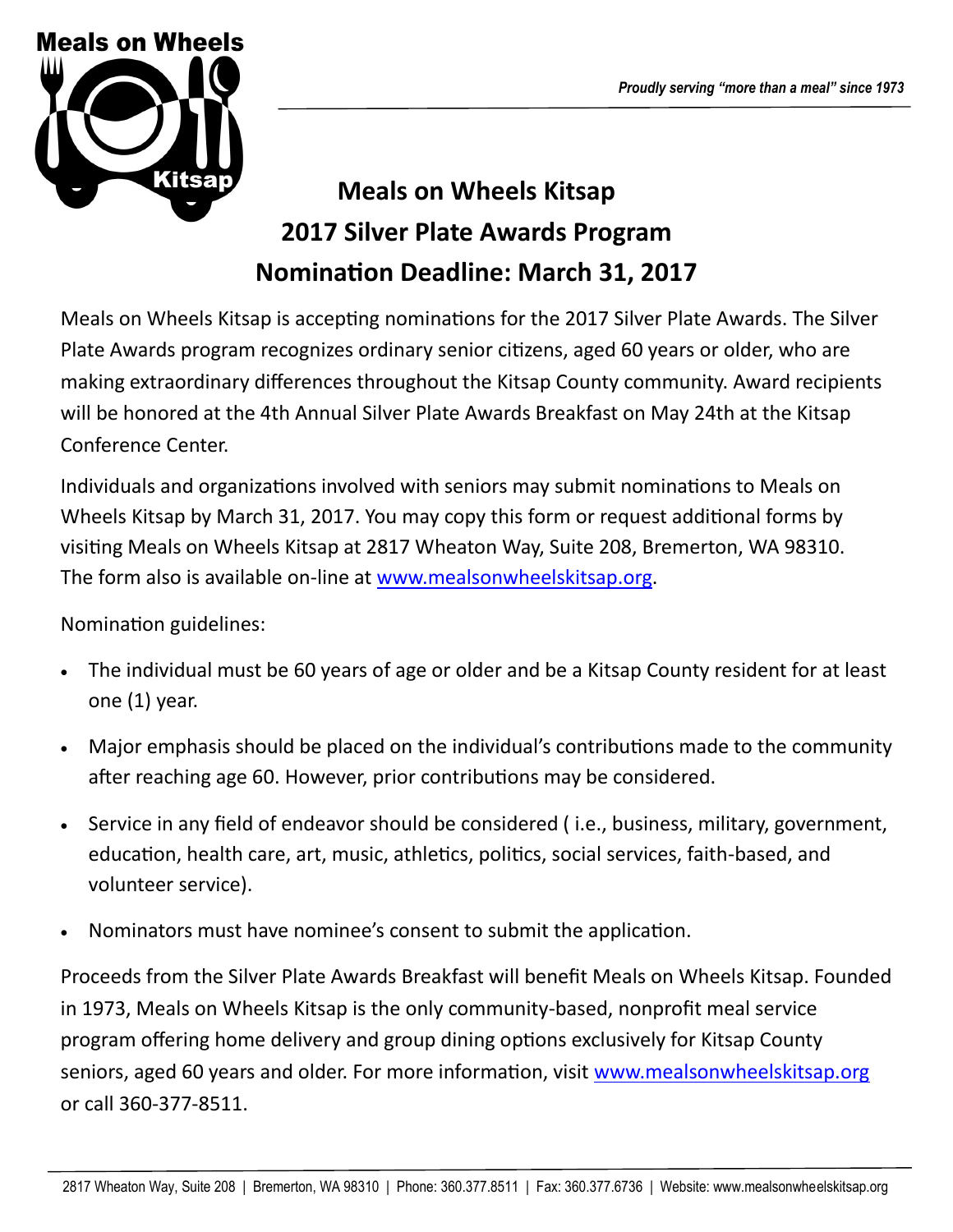# Meals on Wheels Kitsap

*Proudly serving "more than a meal" since 1973*

## Meals on Wheels Kitsap
## 2017 Silver Plate Awards Program
## Nomination Deadline: March 31, 2017

Meals on Wheels Kitsap is accepting nominations for the 2017 Silver Plate Awards. The Silver Plate Awards program recognizes ordinary senior citizens, aged 60 years or older, who are making extraordinary differences throughout the Kitsap County community. Award recipients will be honored at the 4th Annual Silver Plate Awards Breakfast on May 24th at the Kitsap Conference Center.

Individuals and organizations involved with seniors may submit nominations to Meals on Wheels Kitsap by March 31, 2017. You may copy this form or request additional forms by visiting Meals on Wheels Kitsap at 2817 Wheaton Way, Suite 208, Bremerton, WA 98310. The form also is available on-line at www.mealsonwheelskitsap.org.

Nomination guidelines:

- The individual must be 60 years of age or older and be a Kitsap County resident for at least one (1) year.
- Major emphasis should be placed on the individual's contributions made to the community after reaching age 60. However, prior contributions may be considered.
- Service in any field of endeavor should be considered ( i.e., business, military, government, education, health care, art, music, athletics, politics, social services, faith-based, and volunteer service).
- Nominators must have nominee's consent to submit the application.

Proceeds from the Silver Plate Awards Breakfast will benefit Meals on Wheels Kitsap. Founded in 1973, Meals on Wheels Kitsap is the only community-based, nonprofit meal service program offering home delivery and group dining options exclusively for Kitsap County seniors, aged 60 years and older. For more information, visit www.mealsonwheelskitsap.org or call 360-377-8511.

2817 Wheaton Way, Suite 208 | Bremerton, WA 98310 | Phone: 360.377.8511 | Fax: 360.377.6736 | Website: www.mealsonwheelskitsap.org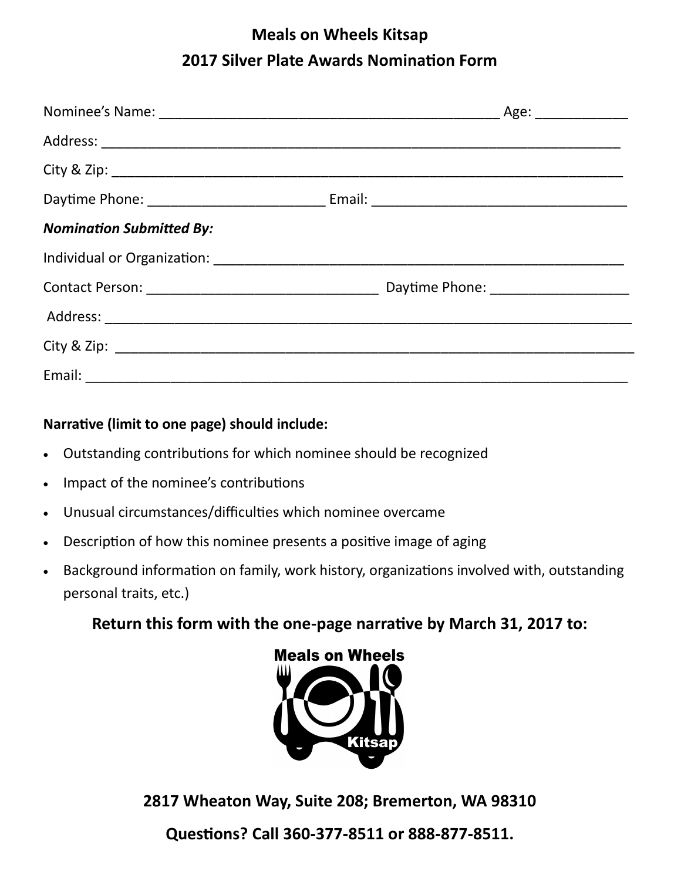# Meals on Wheels Kitsap

## 2017 Silver Plate Awards Nomination Form

Nominee's Name: ____________________________________________ Age: ___________

Address: ____________________________________________________________________

City & Zip: __________________________________________________________________

Daytime Phone: ______________________ Email: _________________________________

***Nomination Submitted By:***

Individual or Organization: ____________________________________________________

Contact Person: _____________________________ Daytime Phone: _________________

Address: ____________________________________________________________________

City & Zip: __________________________________________________________________

Email: ______________________________________________________________________

**Narrative (limit to one page) should include:**

- Outstanding contributions for which nominee should be recognized
- Impact of the nominee's contributions
- Unusual circumstances/difficulties which nominee overcame
- Description of how this nominee presents a positive image of aging
- Background information on family, work history, organizations involved with, outstanding personal traits, etc.)

**Return this form with the one-page narrative by March 31, 2017 to:**

Meals on Wheels

Kitsap

**2817 Wheaton Way, Suite 208; Bremerton, WA 98310**

**Questions? Call 360-377-8511 or 888-877-8511.**